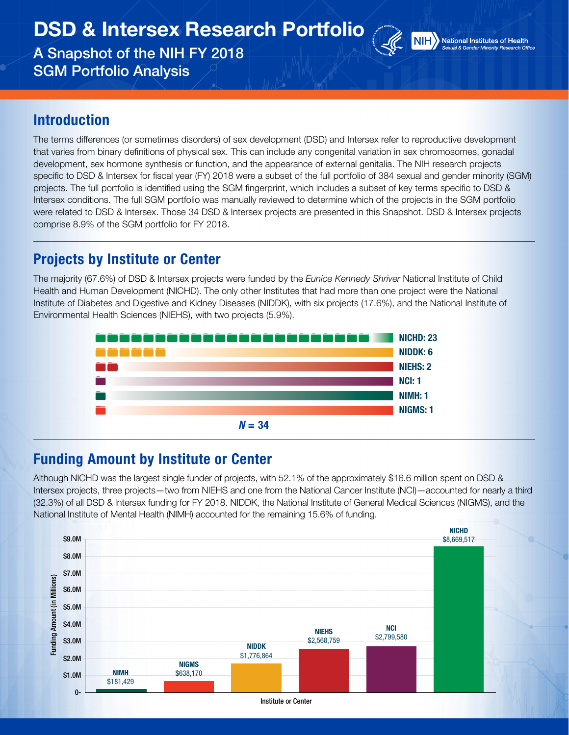# DSD & Intersex Research Portfolio

A Snapshot of the NIH FY 2018 SGM Portfolio Analysis

National Institutes of Health
*Sexual & Gender Minority Research Office*

## Introduction

The terms differences (or sometimes disorders) of sex development (DSD) and Intersex refer to reproductive development that varies from binary definitions of physical sex. This can include any congenital variation in sex chromosomes, gonadal development, sex hormone synthesis or function, and the appearance of external genitalia. The NIH research projects specific to DSD & Intersex for fiscal year (FY) 2018 were a subset of the full portfolio of 384 sexual and gender minority (SGM) projects. The full portfolio is identified using the SGM fingerprint, which includes a subset of key terms specific to DSD & Intersex conditions. The full SGM portfolio was manually reviewed to determine which of the projects in the SGM portfolio were related to DSD & Intersex. Those 34 DSD & Intersex projects are presented in this Snapshot. DSD & Intersex projects comprise 8.9% of the SGM portfolio for FY 2018.

## Projects by Institute or Center

The majority (67.6%) of DSD & Intersex projects were funded by the *Eunice Kennedy Shriver* National Institute of Child Health and Human Development (NICHD). The only other Institutes that had more than one project were the National Institute of Diabetes and Digestive and Kidney Diseases (NIDDK), with six projects (17.6%), and the National Institute of Environmental Health Sciences (NIEHS), with two projects (5.9%).

**NICHD: 23**
**NIDDK: 6**
**NIEHS: 2**
**NCI: 1**
**NIMH: 1**
**NIGMS: 1**

***N* = 34**

## Funding Amount by Institute or Center

Although NICHD was the largest single funder of projects, with 52.1% of the approximately $16.6 million spent on DSD & Intersex projects, three projects—two from NIEHS and one from the National Cancer Institute (NCI)—accounted for nearly a third (32.3%) of all DSD & Intersex funding for FY 2018. NIDDK, the National Institute of General Medical Sciences (NIGMS), and the National Institute of Mental Health (NIMH) accounted for the remaining 15.6% of funding.

| Institute or Center | Funding Amount |
|---|---|
| NIMH | $181,429 |
| NIGMS | $638,170 |
| NIDDK | $1,776,864 |
| NIEHS | $2,568,759 |
| NCI | $2,799,580 |
| NICHD | $8,669,517 |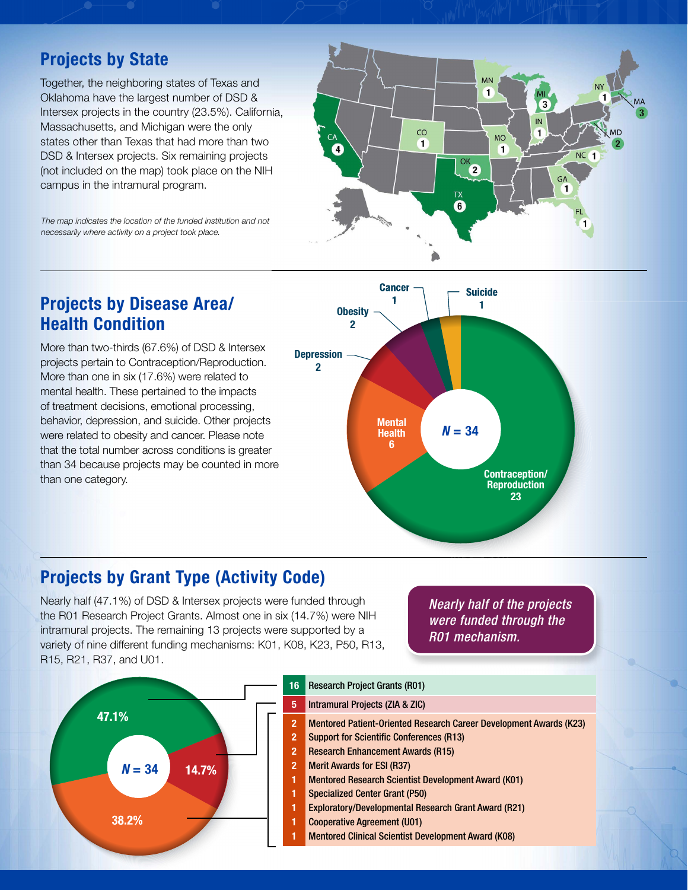## Projects by State

Together, the neighboring states of Texas and Oklahoma have the largest number of DSD & Intersex projects in the country (23.5%). California, Massachusetts, and Michigan were the only states other than Texas that had more than two DSD & Intersex projects. Six remaining projects (not included on the map) took place on the NIH campus in the intramural program.

*The map indicates the location of the funded institution and not necessarily where activity on a project took place.*

MN 1
MI 3
NY 1
MA 3
IN 1
MD 2
CO 1
MO 1
CA 4
NC 1
OK 2
GA 1
TX 6
FL 1

## Projects by Disease Area/ Health Condition

More than two-thirds (67.6%) of DSD & Intersex projects pertain to Contraception/Reproduction. More than one in six (17.6%) were related to mental health. These pertained to the impacts of treatment decisions, emotional processing, behavior, depression, and suicide. Other projects were related to obesity and cancer. Please note that the total number across conditions is greater than 34 because projects may be counted in more than one category.

Cancer 1
Suicide 1
Obesity 2
Depression 2
Mental Health 6
$N = 34$
Contraception/ Reproduction 23

## Projects by Grant Type (Activity Code)

Nearly half (47.1%) of DSD & Intersex projects were funded through the R01 Research Project Grants. Almost one in six (14.7%) were NIH intramural projects. The remaining 13 projects were supported by a variety of nine different funding mechanisms: K01, K08, K23, P50, R13, R15, R21, R37, and U01.

*Nearly half of the projects were funded through the R01 mechanism.*

47.1%
$N = 34$
14.7%
38.2%

| | |
|---|---|
| 16 | Research Project Grants (R01) |
| 5 | Intramural Projects (ZIA & ZIC) |
| 2 | Mentored Patient-Oriented Research Career Development Awards (K23) |
| 2 | Support for Scientific Conferences (R13) |
| 2 | Research Enhancement Awards (R15) |
| 2 | Merit Awards for ESI (R37) |
| 1 | Mentored Research Scientist Development Award (K01) |
| 1 | Specialized Center Grant (P50) |
| 1 | Exploratory/Developmental Research Grant Award (R21) |
| 1 | Cooperative Agreement (U01) |
| 1 | Mentored Clinical Scientist Development Award (K08) |